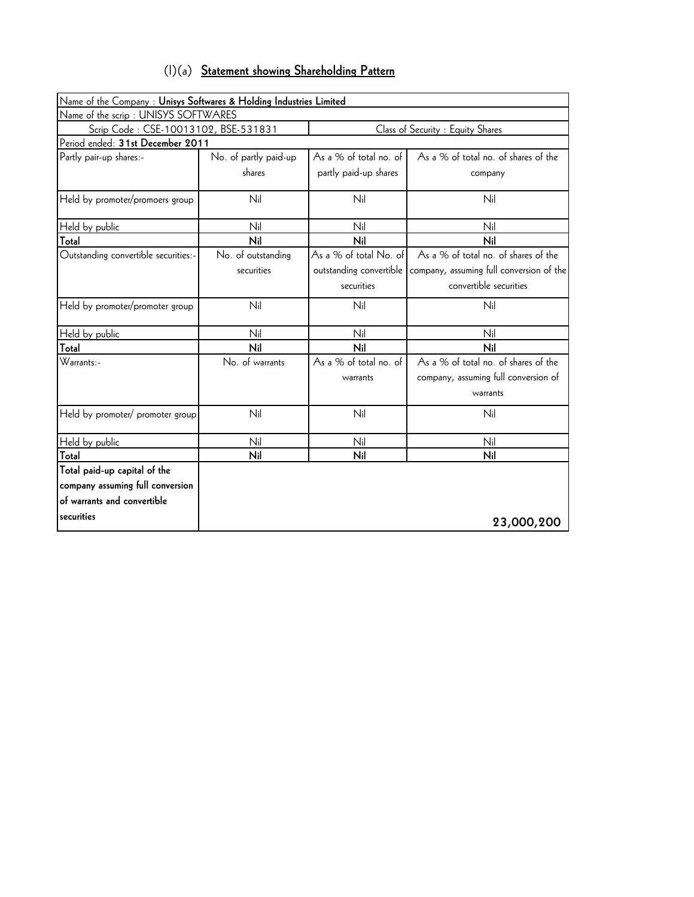## (I)(a) **Statement showing Shareholding Pattern**

| | | | |
|---|---|---|---|
| Name of the Company : **Unisys Softwares & Holding Industries Limited** | | | |
| Name of the scrip : UNISYS SOFTWARES | | | |
| Scrip Code : CSE-10013102, BSE-531831 | | Class of Security : Equity Shares | |
| Period ended: **31st December 2011** | | | |
| Partly pair-up shares:- | No. of partly paid-up shares | As a % of total no. of partly paid-up shares | As a % of total no. of shares of the company |
| Held by promoter/promoers group | Nil | Nil | Nil |
| Held by public | Nil | Nil | Nil |
| **Total** | **Nil** | **Nil** | **Nil** |
| Outstanding convertible securities:- | No. of outstanding securities | As a % of total No. of outstanding convertible securities | As a % of total no. of shares of the company, assuming full conversion of the convertible securities |
| Held by promoter/promoter group | Nil | Nil | Nil |
| Held by public | Nil | Nil | Nil |
| **Total** | **Nil** | **Nil** | **Nil** |
| Warrants:- | No. of warrants | As a % of total no. of warrants | As a % of total no. of shares of the company, assuming full conversion of warrants |
| Held by promoter/ promoter group | Nil | Nil | Nil |
| Held by public | Nil | Nil | Nil |
| **Total** | **Nil** | **Nil** | **Nil** |
| **Total paid-up capital of the company assuming full conversion of warrants and convertible securities** | **23,000,200** | | |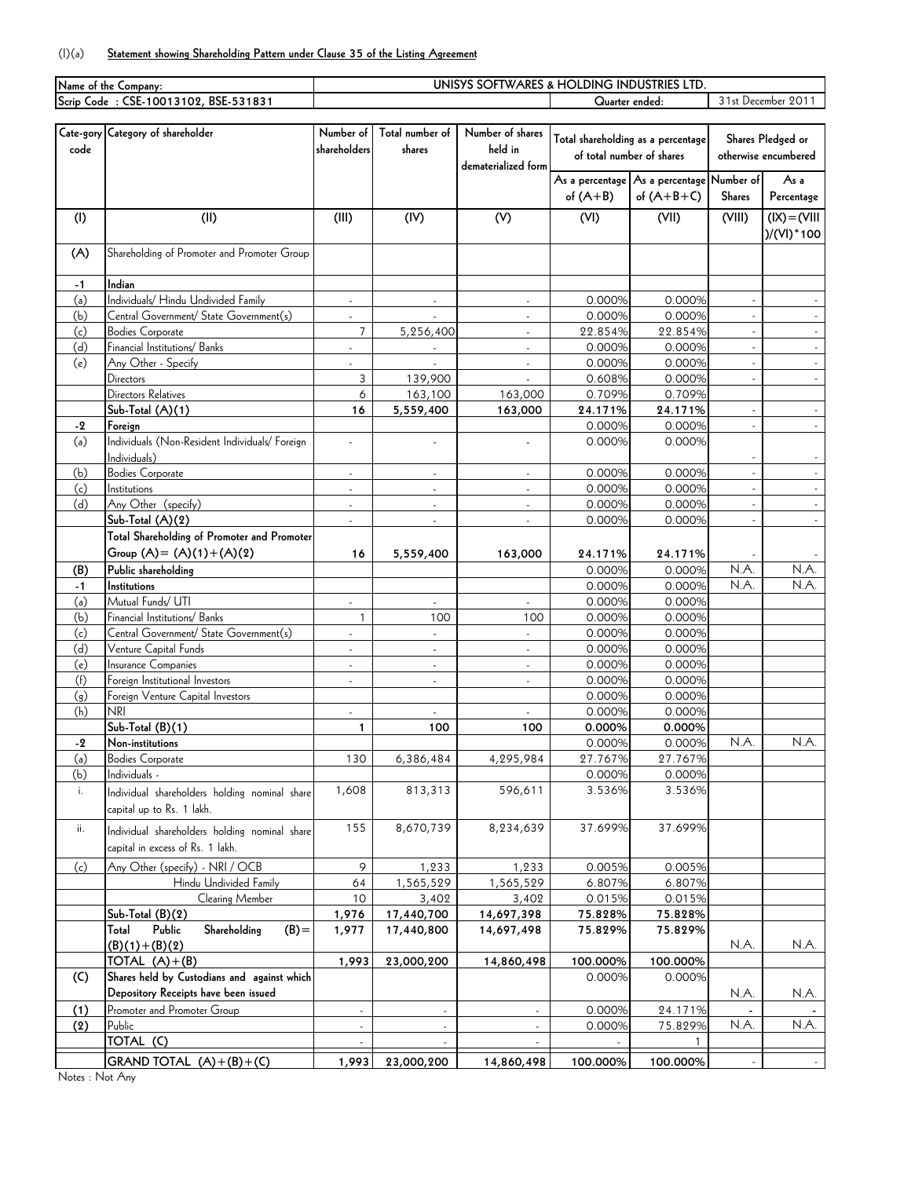(I)(a) **Statement showing Shareholding Pattern under Clause 35 of the Listing Agreement**

| | | |
|---|---|---|
| Name of the Company: | UNISYS SOFTWARES & HOLDING INDUSTRIES LTD. | |
| Scrip Code : CSE-10013102, BSE-531831 | Quarter ended: | 31st December 2011 |

| Cate-gory code | Category of shareholder | Number of shareholders | Total number of shares | Number of shares held in dematerialized form | Total shareholding as a percentage of total number of shares | | Shares Pledged or otherwise encumbered | |
|---|---|---|---|---|---|---|---|---|
| | | | | | As a percentage of (A+B) | As a percentage of (A+B+C) | Number of Shares | As a Percentage |
| (I) | (II) | (III) | (IV) | (V) | (VI) | (VII) | (VIII) | (IX)=(VIII)/(VI)*100 |
| (A) | Shareholding of Promoter and Promoter Group | | | | | | | |
| -1 | **Indian** | | | | | | | |
| (a) | Individuals/ Hindu Undivided Family | - | - | - | 0.000% | 0.000% | - | - |
| (b) | Central Government/ State Government(s) | - | - | - | 0.000% | 0.000% | - | - |
| (c) | Bodies Corporate | 7 | 5,256,400 | - | 22.854% | 22.854% | - | - |
| (d) | Financial Institutions/ Banks | - | - | - | 0.000% | 0.000% | - | - |
| (e) | Any Other - Specify | - | - | - | 0.000% | 0.000% | - | - |
| | Directors | 3 | 139,900 | - | 0.608% | 0.000% | - | - |
| | Directors Relatives | 6 | 163,100 | 163,000 | 0.709% | 0.709% | | |
| | **Sub-Total (A)(1)** | **16** | **5,559,400** | **163,000** | **24.171%** | **24.171%** | - | - |
| -2 | **Foreign** | | | | 0.000% | 0.000% | - | - |
| (a) | Individuals (Non-Resident Individuals/ Foreign Individuals) | - | - | - | 0.000% | 0.000% | - | - |
| (b) | Bodies Corporate | - | - | - | 0.000% | 0.000% | - | - |
| (c) | Institutions | - | - | - | 0.000% | 0.000% | - | - |
| (d) | Any Other (specify) | - | - | - | 0.000% | 0.000% | - | - |
| | **Sub-Total (A)(2)** | - | - | - | 0.000% | 0.000% | - | - |
| | **Total Shareholding of Promoter and Promoter Group (A)= (A)(1)+(A)(2)** | **16** | **5,559,400** | **163,000** | **24.171%** | **24.171%** | - | - |
| **(B)** | **Public shareholding** | | | | 0.000% | 0.000% | N.A. | N.A. |
| -1 | **Institutions** | | | | 0.000% | 0.000% | N.A. | N.A. |
| (a) | Mutual Funds/ UTI | - | - | - | 0.000% | 0.000% | | |
| (b) | Financial Institutions/ Banks | 1 | 100 | 100 | 0.000% | 0.000% | | |
| (c) | Central Government/ State Government(s) | - | - | - | 0.000% | 0.000% | | |
| (d) | Venture Capital Funds | - | - | - | 0.000% | 0.000% | | |
| (e) | Insurance Companies | - | - | - | 0.000% | 0.000% | | |
| (f) | Foreign Institutional Investors | - | - | - | 0.000% | 0.000% | | |
| (g) | Foreign Venture Capital Investors | | | | 0.000% | 0.000% | | |
| (h) | NRI | - | - | - | 0.000% | 0.000% | | |
| | **Sub-Total (B)(1)** | **1** | **100** | **100** | **0.000%** | **0.000%** | | |
| -2 | **Non-institutions** | | | | 0.000% | 0.000% | N.A. | N.A. |
| (a) | Bodies Corporate | 130 | 6,386,484 | 4,295,984 | 27.767% | 27.767% | | |
| (b) | Individuals - | | | | 0.000% | 0.000% | | |
| i. | Individual shareholders holding nominal share capital up to Rs. 1 lakh. | 1,608 | 813,313 | 596,611 | 3.536% | 3.536% | | |
| ii. | Individual shareholders holding nominal share capital in excess of Rs. 1 lakh. | 155 | 8,670,739 | 8,234,639 | 37.699% | 37.699% | | |
| (c) | Any Other (specify) - NRI / OCB | 9 | 1,233 | 1,233 | 0.005% | 0.005% | | |
| | Hindu Undivided Family | 64 | 1,565,529 | 1,565,529 | 6.807% | 6.807% | | |
| | Clearing Member | 10 | 3,402 | 3,402 | 0.015% | 0.015% | | |
| | **Sub-Total (B)(2)** | **1,976** | **17,440,700** | **14,697,398** | **75.828%** | **75.828%** | | |
| | **Total Public Shareholding (B)= (B)(1)+(B)(2)** | **1,977** | **17,440,800** | **14,697,498** | **75.829%** | **75.829%** | N.A. | N.A. |
| | **TOTAL (A)+(B)** | **1,993** | **23,000,200** | **14,860,498** | **100.000%** | **100.000%** | | |
| **(C)** | **Shares held by Custodians and against which Depository Receipts have been issued** | | | | 0.000% | 0.000% | N.A. | N.A. |
| **(1)** | Promoter and Promoter Group | - | - | - | 0.000% | 24.171% | - | - |
| **(2)** | Public | - | - | - | 0.000% | 75.829% | N.A. | N.A. |
| | **TOTAL (C)** | - | - | - | - | 1 | | |
| | **GRAND TOTAL (A)+(B)+(C)** | **1,993** | **23,000,200** | **14,860,498** | **100.000%** | **100.000%** | - | - |

Notes : Not Any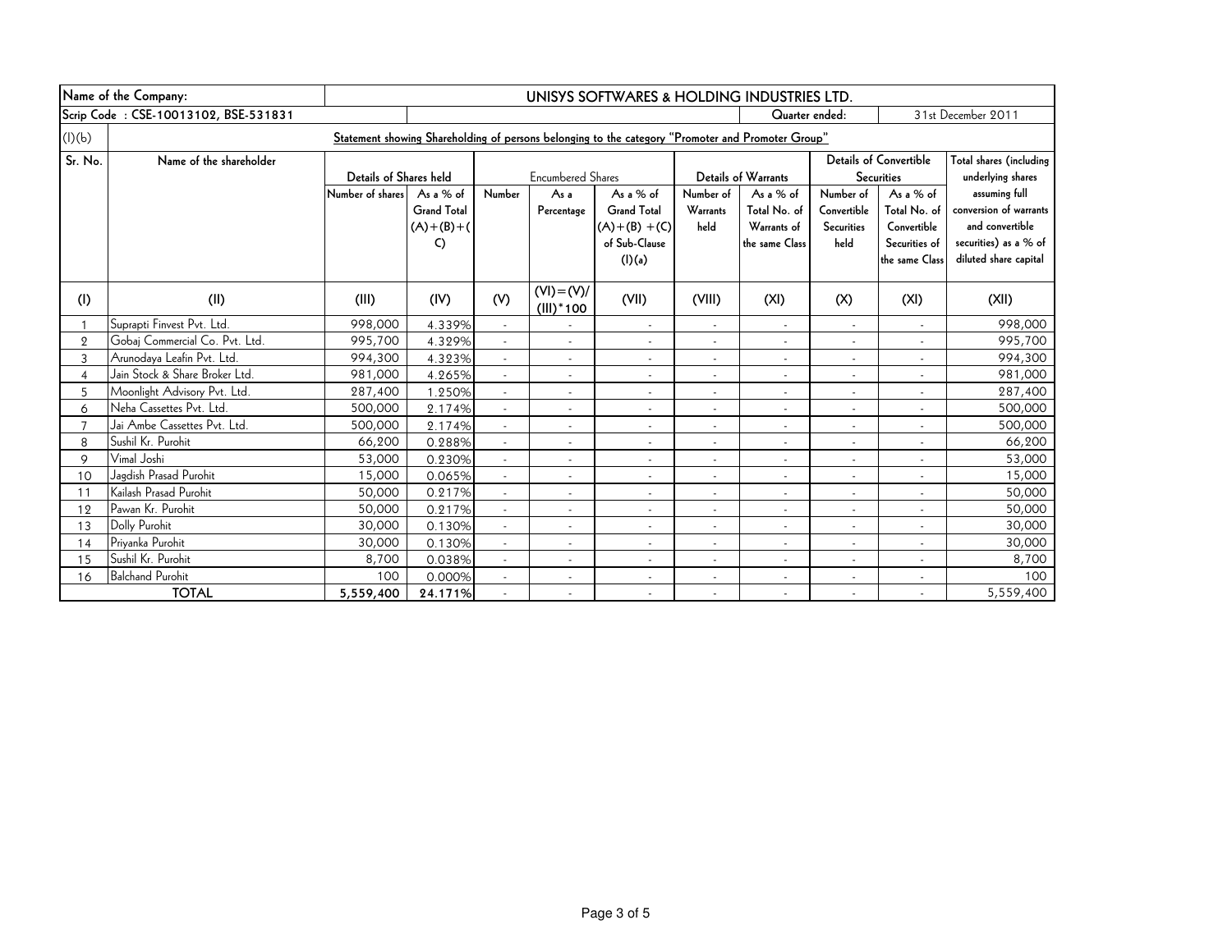| Name of the Company: | UNISYS SOFTWARES & HOLDING INDUSTRIES LTD. | | | | | | | | | | |
|---|---|---|---|---|---|---|---|---|---|---|---|
| Scrip Code : CSE-10013102, BSE-531831 | | | | | | | | Quarter ended: | | 31st December 2011 | |
| (I)(b) | Statement showing Shareholding of persons belonging to the category "Promoter and Promoter Group" | | | | | | | | | | |
| Sr. No. | Name of the shareholder | Details of Shares held | | Encumbered Shares | | | Details of Warrants | | Details of Convertible Securities | | Total shares (including underlying shares assuming full conversion of warrants and convertible securities) as a % of diluted share capital |
| | | Number of shares | As a % of Grand Total (A)+(B)+(C) | Number | As a Percentage | As a % of Grand Total (A)+(B) +(C) of Sub-Clause (I)(a) | Number of Warrants held | As a % of Total No. of Warrants of the same Class | Number of Convertible Securities held | As a % of Total No. of Convertible Securities of the same Class | |
| (I) | (II) | (III) | (IV) | (V) | (VI)=(V)/(III)*100 | (VII) | (VIII) | (XI) | (X) | (XI) | (XII) |
| 1 | Suprapti Finvest Pvt. Ltd. | 998,000 | 4.339% | - | - | - | - | - | - | - | 998,000 |
| 2 | Gobaj Commercial Co. Pvt. Ltd. | 995,700 | 4.329% | - | - | - | - | - | - | - | 995,700 |
| 3 | Arunodaya Leafin Pvt. Ltd. | 994,300 | 4.323% | - | - | - | - | - | - | - | 994,300 |
| 4 | Jain Stock & Share Broker Ltd. | 981,000 | 4.265% | - | - | - | - | - | - | - | 981,000 |
| 5 | Moonlight Advisory Pvt. Ltd. | 287,400 | 1.250% | - | - | - | - | - | - | - | 287,400 |
| 6 | Neha Cassettes Pvt. Ltd. | 500,000 | 2.174% | - | - | - | - | - | - | - | 500,000 |
| 7 | Jai Ambe Cassettes Pvt. Ltd. | 500,000 | 2.174% | - | - | - | - | - | - | - | 500,000 |
| 8 | Sushil Kr. Purohit | 66,200 | 0.288% | - | - | - | - | - | - | - | 66,200 |
| 9 | Vimal Joshi | 53,000 | 0.230% | - | - | - | - | - | - | - | 53,000 |
| 10 | Jagdish Prasad Purohit | 15,000 | 0.065% | - | - | - | - | - | - | - | 15,000 |
| 11 | Kailash Prasad Purohit | 50,000 | 0.217% | - | - | - | - | - | - | - | 50,000 |
| 12 | Pawan Kr. Purohit | 50,000 | 0.217% | - | - | - | - | - | - | - | 50,000 |
| 13 | Dolly Purohit | 30,000 | 0.130% | - | - | - | - | - | - | - | 30,000 |
| 14 | Priyanka Purohit | 30,000 | 0.130% | - | - | - | - | - | - | - | 30,000 |
| 15 | Sushil Kr. Purohit | 8,700 | 0.038% | - | - | - | - | - | - | - | 8,700 |
| 16 | Balchand Purohit | 100 | 0.000% | - | - | - | - | - | - | - | 100 |
| | **TOTAL** | **5,559,400** | **24.171%** | - | - | - | - | - | - | - | 5,559,400 |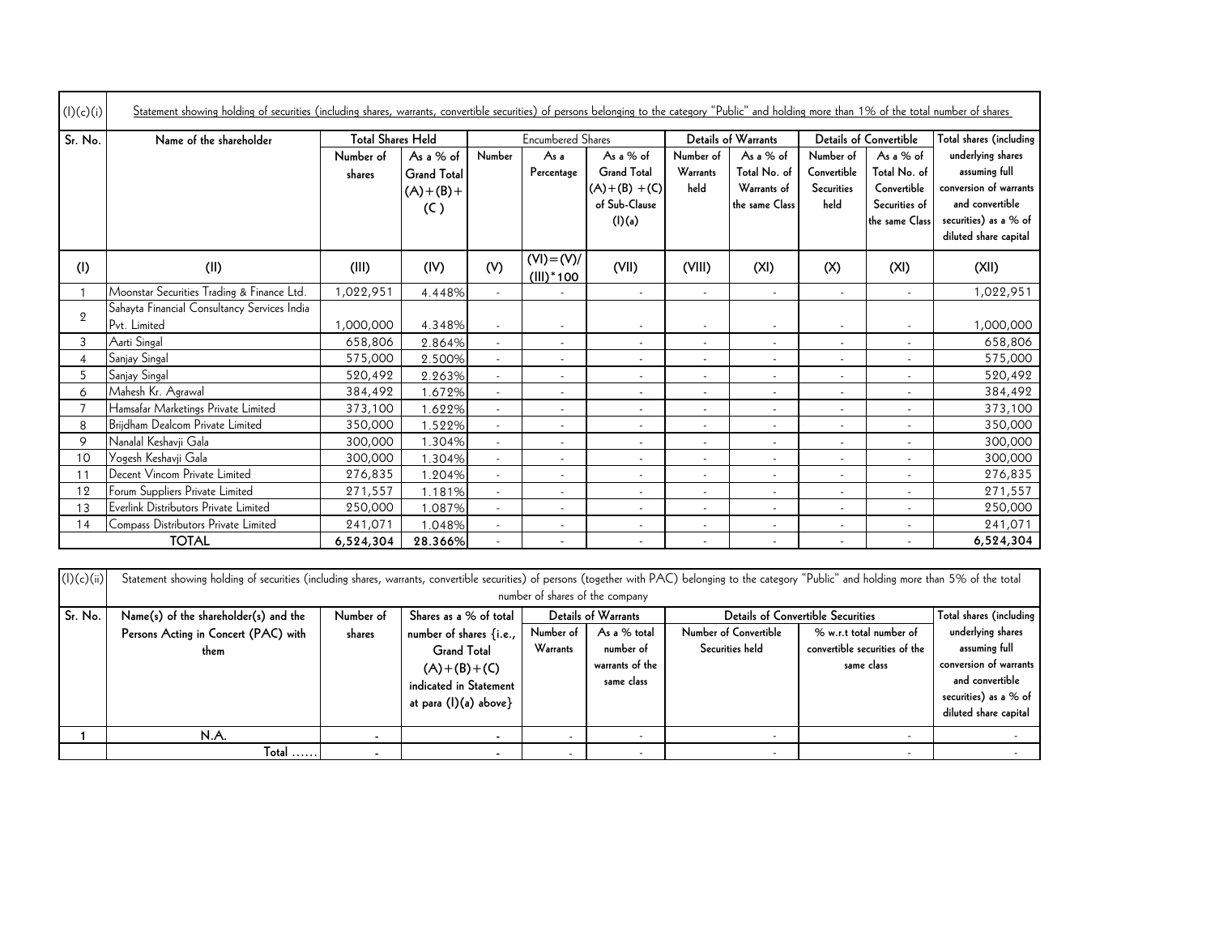| (I)(c)(i) | Statement showing holding of securities (including shares, warrants, convertible securities) of persons belonging to the category "Public" and holding more than 1% of the total number of shares | | | | | | | | | | |
|---|---|---|---|---|---|---|---|---|---|---|---|
| Sr. No. | Name of the shareholder | Total Shares Held | | Encumbered Shares | | | Details of Warrants | | Details of Convertible | | Total shares (including underlying shares assuming full conversion of warrants and convertible securities) as a % of diluted share capital |
| | | Number of shares | As a % of Grand Total (A)+(B)+(C) | Number | As a Percentage | As a % of Grand Total (A)+(B) +(C) of Sub-Clause (I)(a) | Number of Warrants held | As a % of Total No. of Warrants of the same Class | Number of Convertible Securities held | As a % of Total No. of Convertible Securities of the same Class | |
| (I) | (II) | (III) | (IV) | (V) | (VI)=(V)/(III)*100 | (VII) | (VIII) | (XI) | (X) | (XI) | (XII) |
| 1 | Moonstar Securities Trading & Finance Ltd. | 1,022,951 | 4.448% | - | - | - | - | - | - | - | 1,022,951 |
| 2 | Sahayta Financial Consultancy Services India Pvt. Limited | 1,000,000 | 4.348% | - | - | - | - | - | - | - | 1,000,000 |
| 3 | Aarti Singal | 658,806 | 2.864% | - | - | - | - | - | - | - | 658,806 |
| 4 | Sanjay Singal | 575,000 | 2.500% | - | - | - | - | - | - | - | 575,000 |
| 5 | Sanjay Singal | 520,492 | 2.263% | - | - | - | - | - | - | - | 520,492 |
| 6 | Mahesh Kr. Agrawal | 384,492 | 1.672% | - | - | - | - | - | - | - | 384,492 |
| 7 | Hamsafar Marketings Private Limited | 373,100 | 1.622% | - | - | - | - | - | - | - | 373,100 |
| 8 | Brijdham Dealcom Private Limited | 350,000 | 1.522% | - | - | - | - | - | - | - | 350,000 |
| 9 | Nanalal Keshavji Gala | 300,000 | 1.304% | - | - | - | - | - | - | - | 300,000 |
| 10 | Yogesh Keshavji Gala | 300,000 | 1.304% | - | - | - | - | - | - | - | 300,000 |
| 11 | Decent Vincom Private Limited | 276,835 | 1.204% | - | - | - | - | - | - | - | 276,835 |
| 12 | Forum Suppliers Private Limited | 271,557 | 1.181% | - | - | - | - | - | - | - | 271,557 |
| 13 | Everlink Distributors Private Limited | 250,000 | 1.087% | - | - | - | - | - | - | - | 250,000 |
| 14 | Compass Distributors Private Limited | 241,071 | 1.048% | - | - | - | - | - | - | - | 241,071 |
| | **TOTAL** | **6,524,304** | **28.366%** | - | - | - | - | - | - | - | **6,524,304** |

| (I)(c)(ii) | Statement showing holding of securities (including shares, warrants, convertible securities) of persons (together with PAC) belonging to the category "Public" and holding more than 5% of the total number of shares of the company | | | | | | |
|---|---|---|---|---|---|---|---|
| Sr. No. | Name(s) of the shareholder(s) and the Persons Acting in Concert (PAC) with them | Number of shares | Shares as a % of total number of shares {i.e., Grand Total (A)+(B)+(C) indicated in Statement at para (I)(a) above} | Details of Warrants | | Details of Convertible Securities | | Total shares (including underlying shares assuming full conversion of warrants and convertible securities) as a % of diluted share capital |
| | | | | Number of Warrants | As a % total number of warrants of the same class | Number of Convertible Securities held | % w.r.t total number of convertible securities of the same class | |
| 1 | N.A. | - | - | - | - | - | - | - |
| | Total ...... | - | - | - | - | - | - | - |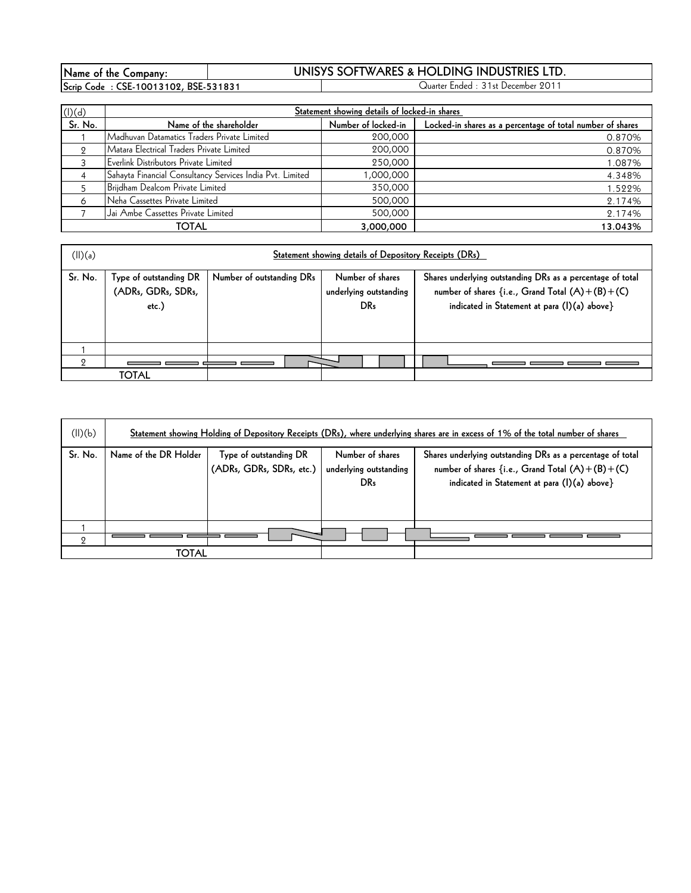| Name of the Company: | UNISYS SOFTWARES & HOLDING INDUSTRIES LTD. |
| --- | --- |
| Scrip Code : CSE-10013102, BSE-531831 | Quarter Ended : 31st December 2011 |

| (I)(d) | Statement showing details of locked-in shares | | |
| --- | --- | --- | --- |
| Sr. No. | Name of the shareholder | Number of locked-in | Locked-in shares as a percentage of total number of shares |
| 1 | Madhuvan Datamatics Traders Private Limited | 200,000 | 0.870% |
| 2 | Matara Electrical Traders Private Limited | 200,000 | 0.870% |
| 3 | Everlink Distributors Private Limited | 250,000 | 1.087% |
| 4 | Sahayta Financial Consultancy Services India Pvt. Limited | 1,000,000 | 4.348% |
| 5 | Brijdham Dealcom Private Limited | 350,000 | 1.522% |
| 6 | Neha Cassettes Private Limited | 500,000 | 2.174% |
| 7 | Jai Ambe Cassettes Private Limited | 500,000 | 2.174% |
| | TOTAL | 3,000,000 | 13.043% |

| (II)(a) | Statement showing details of Depository Receipts (DRs) | | | |
| --- | --- | --- | --- | --- |
| Sr. No. | Type of outstanding DR (ADRs, GDRs, SDRs, etc.) | Number of outstanding DRs | Number of shares underlying outstanding DRs | Shares underlying outstanding DRs as a percentage of total number of shares {i.e., Grand Total (A)+(B)+(C) indicated in Statement at para (I)(a) above} |
| 1 | | | | |
| 2 | | | | |
| TOTAL | | | | |

| (II)(b) | Statement showing Holding of Depository Receipts (DRs), where underlying shares are in excess of 1% of the total number of shares | | | |
| --- | --- | --- | --- | --- |
| Sr. No. | Name of the DR Holder | Type of outstanding DR (ADRs, GDRs, SDRs, etc.) | Number of shares underlying outstanding DRs | Shares underlying outstanding DRs as a percentage of total number of shares {i.e., Grand Total (A)+(B)+(C) indicated in Statement at para (I)(a) above} |
| 1 | | | | |
| 2 | | | | |
| TOTAL | | | | |